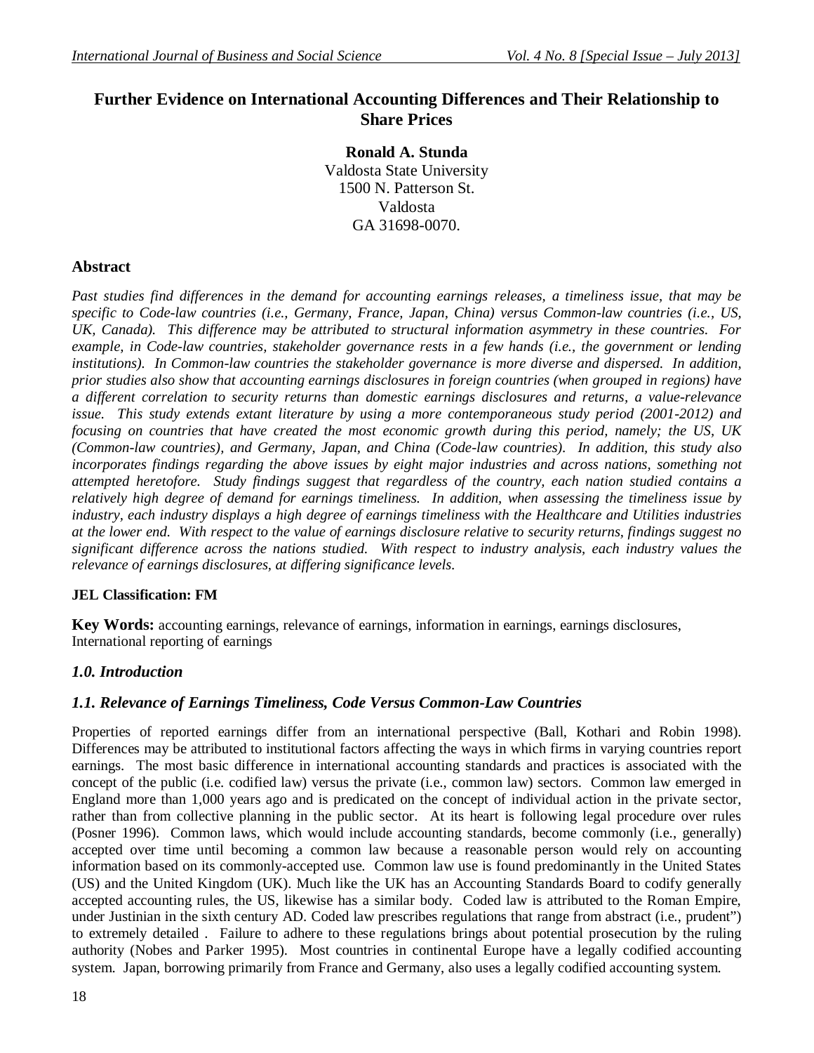# Further Evidence on International Accounting Differences and Their Relationship to Share Prices

**Ronald A. Stunda**
Valdosta State University
1500 N. Patterson St.
Valdosta
GA 31698-0070.

## Abstract

*Past studies find differences in the demand for accounting earnings releases, a timeliness issue, that may be specific to Code-law countries (i.e., Germany, France, Japan, China) versus Common-law countries (i.e., US, UK, Canada). This difference may be attributed to structural information asymmetry in these countries. For example, in Code-law countries, stakeholder governance rests in a few hands (i.e., the government or lending institutions). In Common-law countries the stakeholder governance is more diverse and dispersed. In addition, prior studies also show that accounting earnings disclosures in foreign countries (when grouped in regions) have a different correlation to security returns than domestic earnings disclosures and returns, a value-relevance issue. This study extends extant literature by using a more contemporaneous study period (2001-2012) and focusing on countries that have created the most economic growth during this period, namely; the US, UK (Common-law countries), and Germany, Japan, and China (Code-law countries). In addition, this study also incorporates findings regarding the above issues by eight major industries and across nations, something not attempted heretofore. Study findings suggest that regardless of the country, each nation studied contains a relatively high degree of demand for earnings timeliness. In addition, when assessing the timeliness issue by industry, each industry displays a high degree of earnings timeliness with the Healthcare and Utilities industries at the lower end. With respect to the value of earnings disclosure relative to security returns, findings suggest no significant difference across the nations studied. With respect to industry analysis, each industry values the relevance of earnings disclosures, at differing significance levels.*

**JEL Classification: FM**

**Key Words:** accounting earnings, relevance of earnings, information in earnings, earnings disclosures, International reporting of earnings

## *1.0. Introduction*

### *1.1. Relevance of Earnings Timeliness, Code Versus Common-Law Countries*

Properties of reported earnings differ from an international perspective (Ball, Kothari and Robin 1998). Differences may be attributed to institutional factors affecting the ways in which firms in varying countries report earnings. The most basic difference in international accounting standards and practices is associated with the concept of the public (i.e. codified law) versus the private (i.e., common law) sectors. Common law emerged in England more than 1,000 years ago and is predicated on the concept of individual action in the private sector, rather than from collective planning in the public sector. At its heart is following legal procedure over rules (Posner 1996). Common laws, which would include accounting standards, become commonly (i.e., generally) accepted over time until becoming a common law because a reasonable person would rely on accounting information based on its commonly-accepted use. Common law use is found predominantly in the United States (US) and the United Kingdom (UK). Much like the UK has an Accounting Standards Board to codify generally accepted accounting rules, the US, likewise has a similar body. Coded law is attributed to the Roman Empire, under Justinian in the sixth century AD. Coded law prescribes regulations that range from abstract (i.e., prudent") to extremely detailed . Failure to adhere to these regulations brings about potential prosecution by the ruling authority (Nobes and Parker 1995). Most countries in continental Europe have a legally codified accounting system. Japan, borrowing primarily from France and Germany, also uses a legally codified accounting system.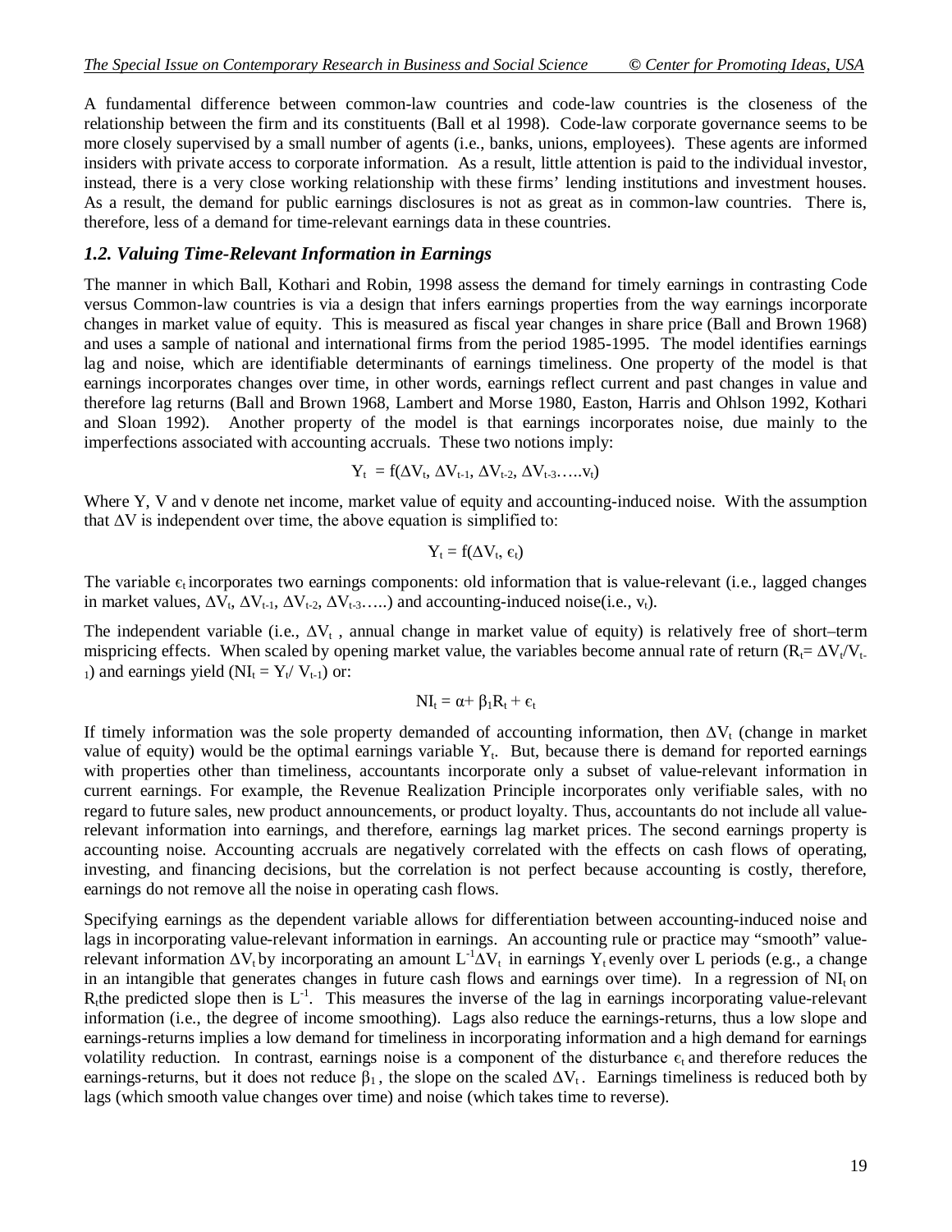A fundamental difference between common-law countries and code-law countries is the closeness of the relationship between the firm and its constituents (Ball et al 1998). Code-law corporate governance seems to be more closely supervised by a small number of agents (i.e., banks, unions, employees). These agents are informed insiders with private access to corporate information. As a result, little attention is paid to the individual investor, instead, there is a very close working relationship with these firms' lending institutions and investment houses. As a result, the demand for public earnings disclosures is not as great as in common-law countries. There is, therefore, less of a demand for time-relevant earnings data in these countries.

### *1.2. Valuing Time-Relevant Information in Earnings*

The manner in which Ball, Kothari and Robin, 1998 assess the demand for timely earnings in contrasting Code versus Common-law countries is via a design that infers earnings properties from the way earnings incorporate changes in market value of equity. This is measured as fiscal year changes in share price (Ball and Brown 1968) and uses a sample of national and international firms from the period 1985-1995. The model identifies earnings lag and noise, which are identifiable determinants of earnings timeliness. One property of the model is that earnings incorporates changes over time, in other words, earnings reflect current and past changes in value and therefore lag returns (Ball and Brown 1968, Lambert and Morse 1980, Easton, Harris and Ohlson 1992, Kothari and Sloan 1992). Another property of the model is that earnings incorporates noise, due mainly to the imperfections associated with accounting accruals. These two notions imply:

$$Y_t = f(\Delta V_t, \Delta V_{t-1}, \Delta V_{t-2}, \Delta V_{t-3} \ldots .. v_t)$$

Where Y, V and v denote net income, market value of equity and accounting-induced noise. With the assumption that $\Delta V$ is independent over time, the above equation is simplified to:

$$Y_t = f(\Delta V_t, \epsilon_t)$$

The variable $\epsilon_t$ incorporates two earnings components: old information that is value-relevant (i.e., lagged changes in market values, $\Delta V_t$, $\Delta V_{t-1}$, $\Delta V_{t-2}$, $\Delta V_{t-3}$…..) and accounting-induced noise(i.e., $v_t$).

The independent variable (i.e., $\Delta V_t$ , annual change in market value of equity) is relatively free of short–term mispricing effects. When scaled by opening market value, the variables become annual rate of return ($R_t = \Delta V_t / V_{t-1}$) and earnings yield ($NI_t = Y_t / V_{t-1}$) or:

$$NI_t = \alpha + \beta_1 R_t + \epsilon_t$$

If timely information was the sole property demanded of accounting information, then $\Delta V_t$ (change in market value of equity) would be the optimal earnings variable $Y_t$. But, because there is demand for reported earnings with properties other than timeliness, accountants incorporate only a subset of value-relevant information in current earnings. For example, the Revenue Realization Principle incorporates only verifiable sales, with no regard to future sales, new product announcements, or product loyalty. Thus, accountants do not include all value-relevant information into earnings, and therefore, earnings lag market prices. The second earnings property is accounting noise. Accounting accruals are negatively correlated with the effects on cash flows of operating, investing, and financing decisions, but the correlation is not perfect because accounting is costly, therefore, earnings do not remove all the noise in operating cash flows.

Specifying earnings as the dependent variable allows for differentiation between accounting-induced noise and lags in incorporating value-relevant information in earnings. An accounting rule or practice may "smooth" value-relevant information $\Delta V_t$ by incorporating an amount $L^{-1}\Delta V_t$ in earnings $Y_t$ evenly over L periods (e.g., a change in an intangible that generates changes in future cash flows and earnings over time). In a regression of $NI_t$ on $R_t$ the predicted slope then is $L^{-1}$. This measures the inverse of the lag in earnings incorporating value-relevant information (i.e., the degree of income smoothing). Lags also reduce the earnings-returns, thus a low slope and earnings-returns implies a low demand for timeliness in incorporating information and a high demand for earnings volatility reduction. In contrast, earnings noise is a component of the disturbance $\epsilon_t$ and therefore reduces the earnings-returns, but it does not reduce $\beta_1$, the slope on the scaled $\Delta V_t$. Earnings timeliness is reduced both by lags (which smooth value changes over time) and noise (which takes time to reverse).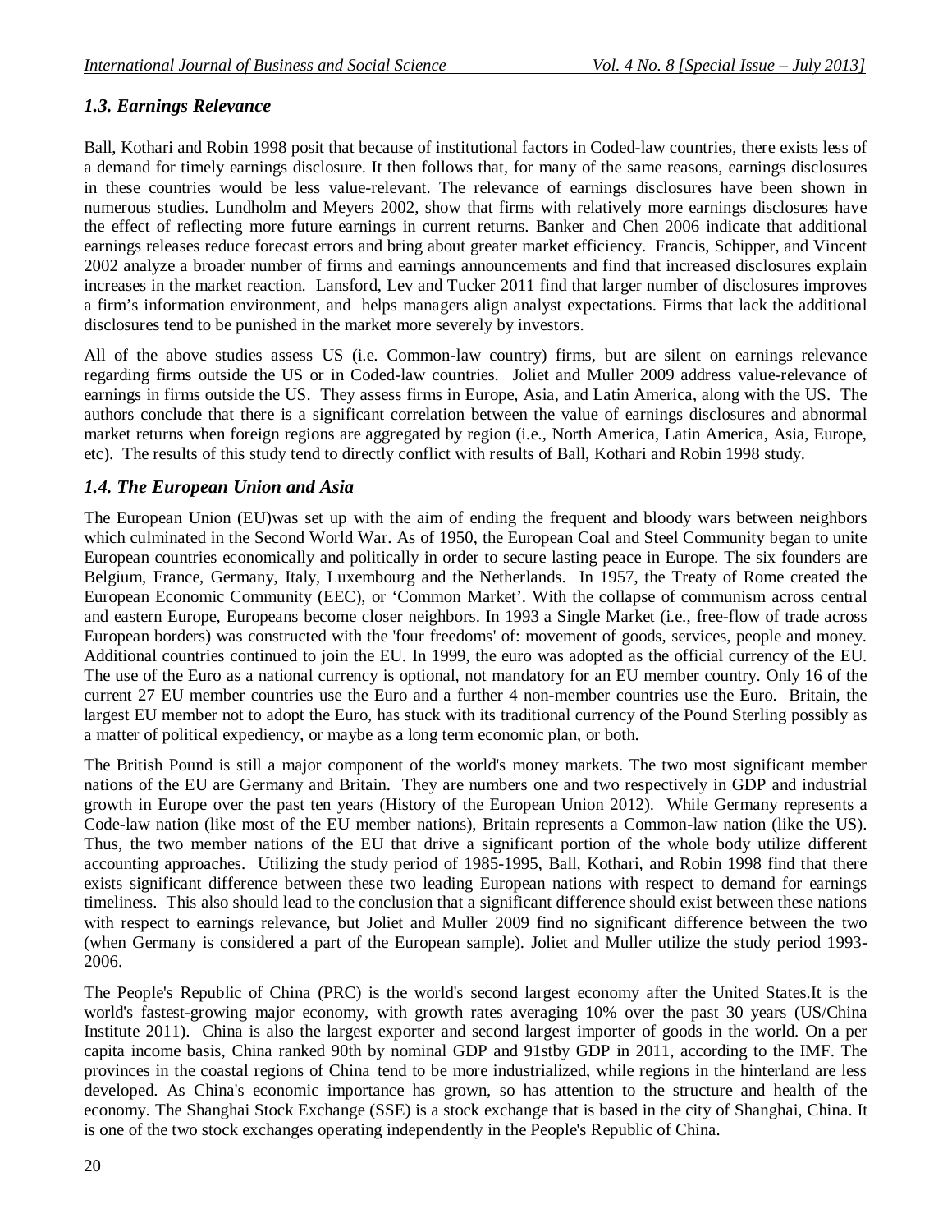### *1.3. Earnings Relevance*

Ball, Kothari and Robin 1998 posit that because of institutional factors in Coded-law countries, there exists less of a demand for timely earnings disclosure. It then follows that, for many of the same reasons, earnings disclosures in these countries would be less value-relevant. The relevance of earnings disclosures have been shown in numerous studies. Lundholm and Meyers 2002, show that firms with relatively more earnings disclosures have the effect of reflecting more future earnings in current returns. Banker and Chen 2006 indicate that additional earnings releases reduce forecast errors and bring about greater market efficiency. Francis, Schipper, and Vincent 2002 analyze a broader number of firms and earnings announcements and find that increased disclosures explain increases in the market reaction. Lansford, Lev and Tucker 2011 find that larger number of disclosures improves a firm's information environment, and helps managers align analyst expectations. Firms that lack the additional disclosures tend to be punished in the market more severely by investors.

All of the above studies assess US (i.e. Common-law country) firms, but are silent on earnings relevance regarding firms outside the US or in Coded-law countries. Joliet and Muller 2009 address value-relevance of earnings in firms outside the US. They assess firms in Europe, Asia, and Latin America, along with the US. The authors conclude that there is a significant correlation between the value of earnings disclosures and abnormal market returns when foreign regions are aggregated by region (i.e., North America, Latin America, Asia, Europe, etc). The results of this study tend to directly conflict with results of Ball, Kothari and Robin 1998 study.

### *1.4. The European Union and Asia*

The European Union (EU)was set up with the aim of ending the frequent and bloody wars between neighbors which culminated in the Second World War. As of 1950, the European Coal and Steel Community began to unite European countries economically and politically in order to secure lasting peace in Europe. The six founders are Belgium, France, Germany, Italy, Luxembourg and the Netherlands. In 1957, the Treaty of Rome created the European Economic Community (EEC), or 'Common Market'. With the collapse of communism across central and eastern Europe, Europeans become closer neighbors. In 1993 a Single Market (i.e., free-flow of trade across European borders) was constructed with the 'four freedoms' of: movement of goods, services, people and money. Additional countries continued to join the EU. In 1999, the euro was adopted as the official currency of the EU. The use of the Euro as a national currency is optional, not mandatory for an EU member country. Only 16 of the current 27 EU member countries use the Euro and a further 4 non-member countries use the Euro. Britain, the largest EU member not to adopt the Euro, has stuck with its traditional currency of the Pound Sterling possibly as a matter of political expediency, or maybe as a long term economic plan, or both.

The British Pound is still a major component of the world's money markets. The two most significant member nations of the EU are Germany and Britain. They are numbers one and two respectively in GDP and industrial growth in Europe over the past ten years (History of the European Union 2012). While Germany represents a Code-law nation (like most of the EU member nations), Britain represents a Common-law nation (like the US). Thus, the two member nations of the EU that drive a significant portion of the whole body utilize different accounting approaches. Utilizing the study period of 1985-1995, Ball, Kothari, and Robin 1998 find that there exists significant difference between these two leading European nations with respect to demand for earnings timeliness. This also should lead to the conclusion that a significant difference should exist between these nations with respect to earnings relevance, but Joliet and Muller 2009 find no significant difference between the two (when Germany is considered a part of the European sample). Joliet and Muller utilize the study period 1993-2006.

The People's Republic of China (PRC) is the world's second largest economy after the United States.It is the world's fastest-growing major economy, with growth rates averaging 10% over the past 30 years (US/China Institute 2011). China is also the largest exporter and second largest importer of goods in the world. On a per capita income basis, China ranked 90th by nominal GDP and 91stby GDP in 2011, according to the IMF. The provinces in the coastal regions of China tend to be more industrialized, while regions in the hinterland are less developed. As China's economic importance has grown, so has attention to the structure and health of the economy. The Shanghai Stock Exchange (SSE) is a stock exchange that is based in the city of Shanghai, China. It is one of the two stock exchanges operating independently in the People's Republic of China.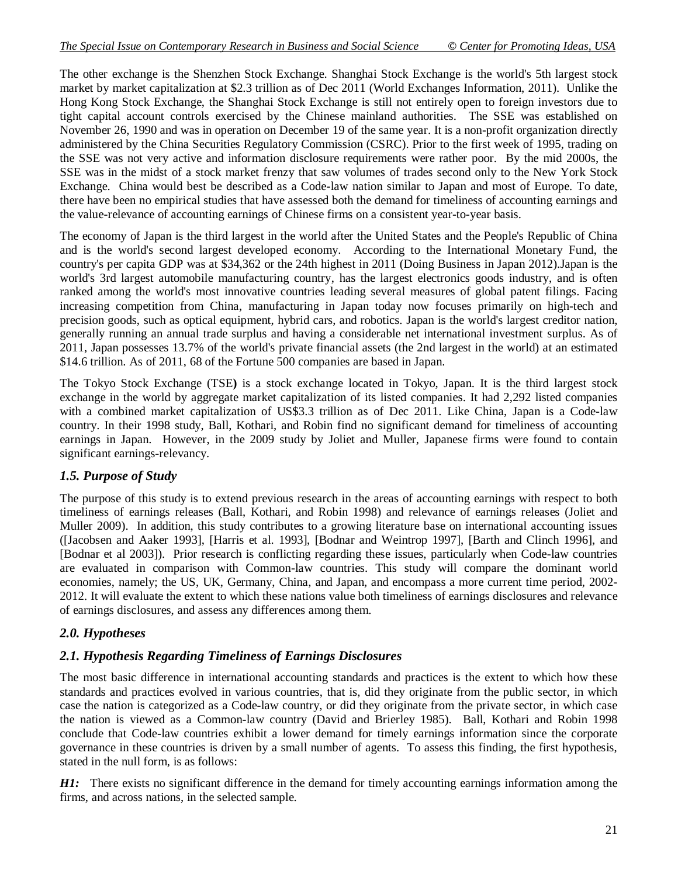The other exchange is the Shenzhen Stock Exchange. Shanghai Stock Exchange is the world's 5th largest stock market by market capitalization at $2.3 trillion as of Dec 2011 (World Exchanges Information, 2011). Unlike the Hong Kong Stock Exchange, the Shanghai Stock Exchange is still not entirely open to foreign investors due to tight capital account controls exercised by the Chinese mainland authorities. The SSE was established on November 26, 1990 and was in operation on December 19 of the same year. It is a non-profit organization directly administered by the China Securities Regulatory Commission (CSRC). Prior to the first week of 1995, trading on the SSE was not very active and information disclosure requirements were rather poor. By the mid 2000s, the SSE was in the midst of a stock market frenzy that saw volumes of trades second only to the New York Stock Exchange. China would best be described as a Code-law nation similar to Japan and most of Europe. To date, there have been no empirical studies that have assessed both the demand for timeliness of accounting earnings and the value-relevance of accounting earnings of Chinese firms on a consistent year-to-year basis.

The economy of Japan is the third largest in the world after the United States and the People's Republic of China and is the world's second largest developed economy. According to the International Monetary Fund, the country's per capita GDP was at $34,362 or the 24th highest in 2011 (Doing Business in Japan 2012).Japan is the world's 3rd largest automobile manufacturing country, has the largest electronics goods industry, and is often ranked among the world's most innovative countries leading several measures of global patent filings. Facing increasing competition from China, manufacturing in Japan today now focuses primarily on high-tech and precision goods, such as optical equipment, hybrid cars, and robotics. Japan is the world's largest creditor nation, generally running an annual trade surplus and having a considerable net international investment surplus. As of 2011, Japan possesses 13.7% of the world's private financial assets (the 2nd largest in the world) at an estimated $14.6 trillion. As of 2011, 68 of the Fortune 500 companies are based in Japan.

The Tokyo Stock Exchange (TSE**)** is a stock exchange located in Tokyo, Japan. It is the third largest stock exchange in the world by aggregate market capitalization of its listed companies. It had 2,292 listed companies with a combined market capitalization of US$3.3 trillion as of Dec 2011. Like China, Japan is a Code-law country. In their 1998 study, Ball, Kothari, and Robin find no significant demand for timeliness of accounting earnings in Japan. However, in the 2009 study by Joliet and Muller, Japanese firms were found to contain significant earnings-relevancy.

### *1.5. Purpose of Study*

The purpose of this study is to extend previous research in the areas of accounting earnings with respect to both timeliness of earnings releases (Ball, Kothari, and Robin 1998) and relevance of earnings releases (Joliet and Muller 2009). In addition, this study contributes to a growing literature base on international accounting issues ([Jacobsen and Aaker 1993], [Harris et al. 1993], [Bodnar and Weintrop 1997], [Barth and Clinch 1996], and [Bodnar et al 2003]). Prior research is conflicting regarding these issues, particularly when Code-law countries are evaluated in comparison with Common-law countries. This study will compare the dominant world economies, namely; the US, UK, Germany, China, and Japan, and encompass a more current time period, 2002-2012. It will evaluate the extent to which these nations value both timeliness of earnings disclosures and relevance of earnings disclosures, and assess any differences among them.

## *2.0. Hypotheses*

### *2.1. Hypothesis Regarding Timeliness of Earnings Disclosures*

The most basic difference in international accounting standards and practices is the extent to which how these standards and practices evolved in various countries, that is, did they originate from the public sector, in which case the nation is categorized as a Code-law country, or did they originate from the private sector, in which case the nation is viewed as a Common-law country (David and Brierley 1985). Ball, Kothari and Robin 1998 conclude that Code-law countries exhibit a lower demand for timely earnings information since the corporate governance in these countries is driven by a small number of agents. To assess this finding, the first hypothesis, stated in the null form, is as follows:

***H1:*** There exists no significant difference in the demand for timely accounting earnings information among the firms, and across nations, in the selected sample.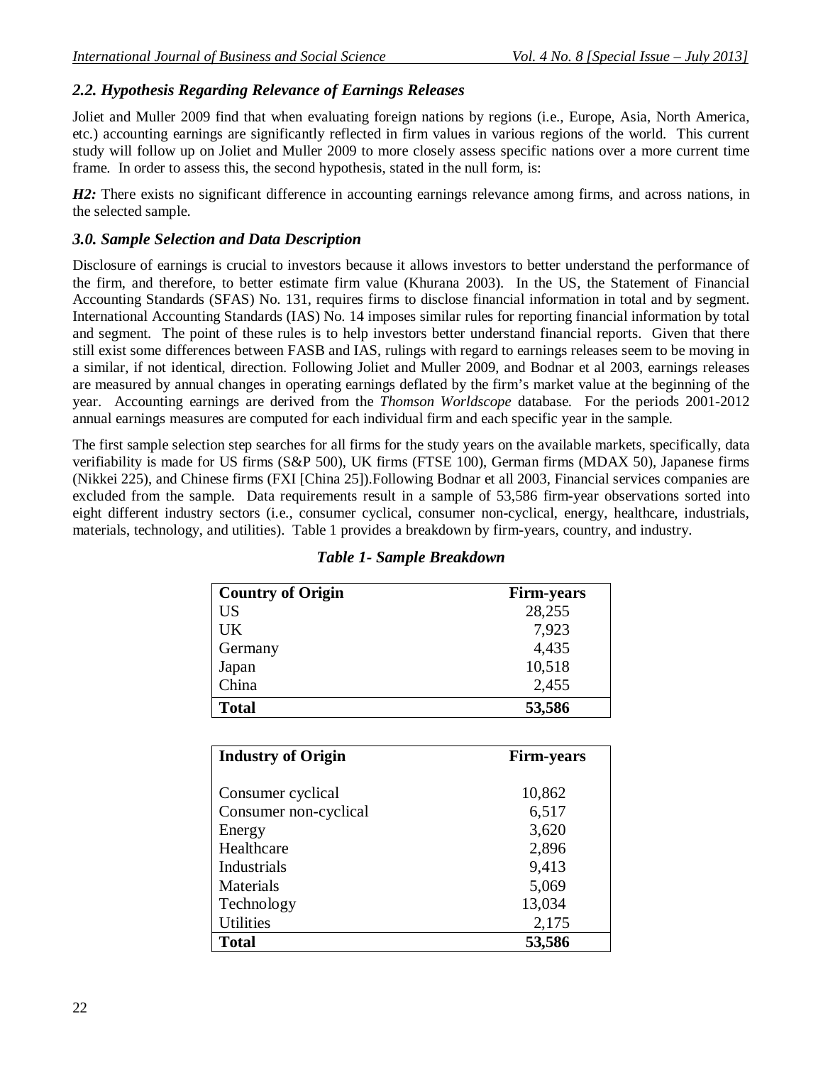### 2.2. Hypothesis Regarding Relevance of Earnings Releases

Joliet and Muller 2009 find that when evaluating foreign nations by regions (i.e., Europe, Asia, North America, etc.) accounting earnings are significantly reflected in firm values in various regions of the world. This current study will follow up on Joliet and Muller 2009 to more closely assess specific nations over a more current time frame. In order to assess this, the second hypothesis, stated in the null form, is:

***H2:*** There exists no significant difference in accounting earnings relevance among firms, and across nations, in the selected sample.

### 3.0. Sample Selection and Data Description

Disclosure of earnings is crucial to investors because it allows investors to better understand the performance of the firm, and therefore, to better estimate firm value (Khurana 2003). In the US, the Statement of Financial Accounting Standards (SFAS) No. 131, requires firms to disclose financial information in total and by segment. International Accounting Standards (IAS) No. 14 imposes similar rules for reporting financial information by total and segment. The point of these rules is to help investors better understand financial reports. Given that there still exist some differences between FASB and IAS, rulings with regard to earnings releases seem to be moving in a similar, if not identical, direction. Following Joliet and Muller 2009, and Bodnar et al 2003, earnings releases are measured by annual changes in operating earnings deflated by the firm's market value at the beginning of the year. Accounting earnings are derived from the *Thomson Worldscope* database. For the periods 2001-2012 annual earnings measures are computed for each individual firm and each specific year in the sample.

The first sample selection step searches for all firms for the study years on the available markets, specifically, data verifiability is made for US firms (S&P 500), UK firms (FTSE 100), German firms (MDAX 50), Japanese firms (Nikkei 225), and Chinese firms (FXI [China 25]).Following Bodnar et all 2003, Financial services companies are excluded from the sample. Data requirements result in a sample of 53,586 firm-year observations sorted into eight different industry sectors (i.e., consumer cyclical, consumer non-cyclical, energy, healthcare, industrials, materials, technology, and utilities). Table 1 provides a breakdown by firm-years, country, and industry.

***Table 1- Sample Breakdown***

| **Country of Origin** | **Firm-years** |
|---|---|
| US | 28,255 |
| UK | 7,923 |
| Germany | 4,435 |
| Japan | 10,518 |
| China | 2,455 |
| **Total** | **53,586** |

| **Industry of Origin** | **Firm-years** |
|---|---|
| Consumer cyclical | 10,862 |
| Consumer non-cyclical | 6,517 |
| Energy | 3,620 |
| Healthcare | 2,896 |
| Industrials | 9,413 |
| Materials | 5,069 |
| Technology | 13,034 |
| Utilities | 2,175 |
| **Total** | **53,586** |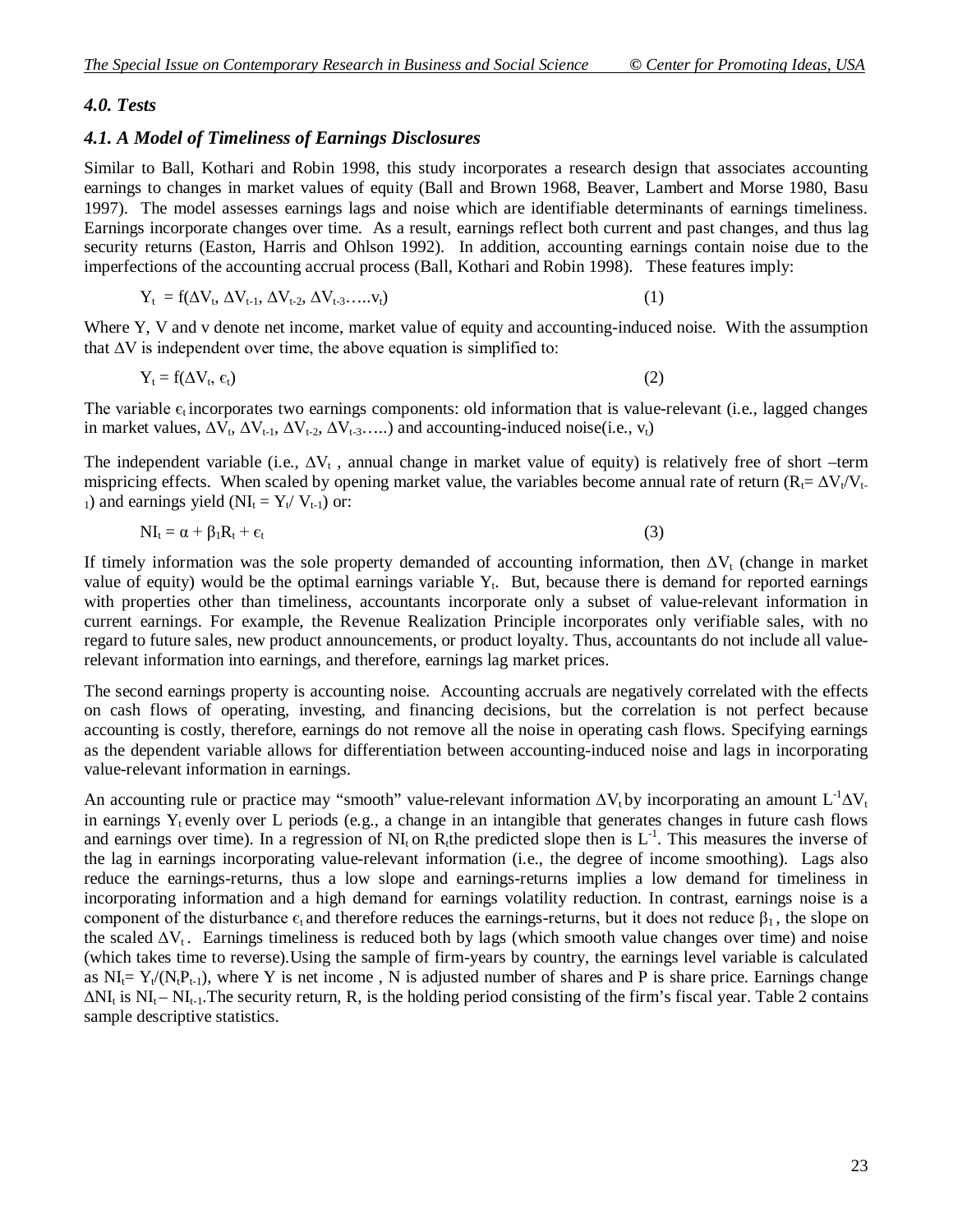### *4.0. Tests*

### *4.1. A Model of Timeliness of Earnings Disclosures*

Similar to Ball, Kothari and Robin 1998, this study incorporates a research design that associates accounting earnings to changes in market values of equity (Ball and Brown 1968, Beaver, Lambert and Morse 1980, Basu 1997). The model assesses earnings lags and noise which are identifiable determinants of earnings timeliness. Earnings incorporate changes over time. As a result, earnings reflect both current and past changes, and thus lag security returns (Easton, Harris and Ohlson 1992). In addition, accounting earnings contain noise due to the imperfections of the accounting accrual process (Ball, Kothari and Robin 1998). These features imply:

$$Y_t = f(\Delta V_t, \Delta V_{t-1}, \Delta V_{t-2}, \Delta V_{t-3} \ldots\ldots v_t) \quad (1)$$

Where Y, V and v denote net income, market value of equity and accounting-induced noise. With the assumption that $\Delta V$ is independent over time, the above equation is simplified to:

$$Y_t = f(\Delta V_t, \epsilon_t) \quad (2)$$

The variable $\epsilon_t$ incorporates two earnings components: old information that is value-relevant (i.e., lagged changes in market values, $\Delta V_t$, $\Delta V_{t-1}$, $\Delta V_{t-2}$, $\Delta V_{t-3}$…..) and accounting-induced noise(i.e., $v_t$)

The independent variable (i.e., $\Delta V_t$ , annual change in market value of equity) is relatively free of short –term mispricing effects. When scaled by opening market value, the variables become annual rate of return ($R_t = \Delta V_t / V_{t-1}$) and earnings yield ($NI_t = Y_t / V_{t-1}$) or:

$$NI_t = \alpha + \beta_1 R_t + \epsilon_t \quad (3)$$

If timely information was the sole property demanded of accounting information, then $\Delta V_t$ (change in market value of equity) would be the optimal earnings variable $Y_t$. But, because there is demand for reported earnings with properties other than timeliness, accountants incorporate only a subset of value-relevant information in current earnings. For example, the Revenue Realization Principle incorporates only verifiable sales, with no regard to future sales, new product announcements, or product loyalty. Thus, accountants do not include all value-relevant information into earnings, and therefore, earnings lag market prices.

The second earnings property is accounting noise. Accounting accruals are negatively correlated with the effects on cash flows of operating, investing, and financing decisions, but the correlation is not perfect because accounting is costly, therefore, earnings do not remove all the noise in operating cash flows. Specifying earnings as the dependent variable allows for differentiation between accounting-induced noise and lags in incorporating value-relevant information in earnings.

An accounting rule or practice may "smooth" value-relevant information $\Delta V_t$ by incorporating an amount $L^{-1}\Delta V_t$ in earnings $Y_t$ evenly over L periods (e.g., a change in an intangible that generates changes in future cash flows and earnings over time). In a regression of $NI_t$ on $R_t$the predicted slope then is $L^{-1}$. This measures the inverse of the lag in earnings incorporating value-relevant information (i.e., the degree of income smoothing). Lags also reduce the earnings-returns, thus a low slope and earnings-returns implies a low demand for timeliness in incorporating information and a high demand for earnings volatility reduction. In contrast, earnings noise is a component of the disturbance $\epsilon_t$ and therefore reduces the earnings-returns, but it does not reduce $\beta_1$ , the slope on the scaled $\Delta V_t$ . Earnings timeliness is reduced both by lags (which smooth value changes over time) and noise (which takes time to reverse).Using the sample of firm-years by country, the earnings level variable is calculated as $NI_t = Y_t/(N_t P_{t-1})$, where Y is net income , N is adjusted number of shares and P is share price. Earnings change $\Delta NI_t$ is $NI_t - NI_{t-1}$.The security return, R, is the holding period consisting of the firm's fiscal year. Table 2 contains sample descriptive statistics.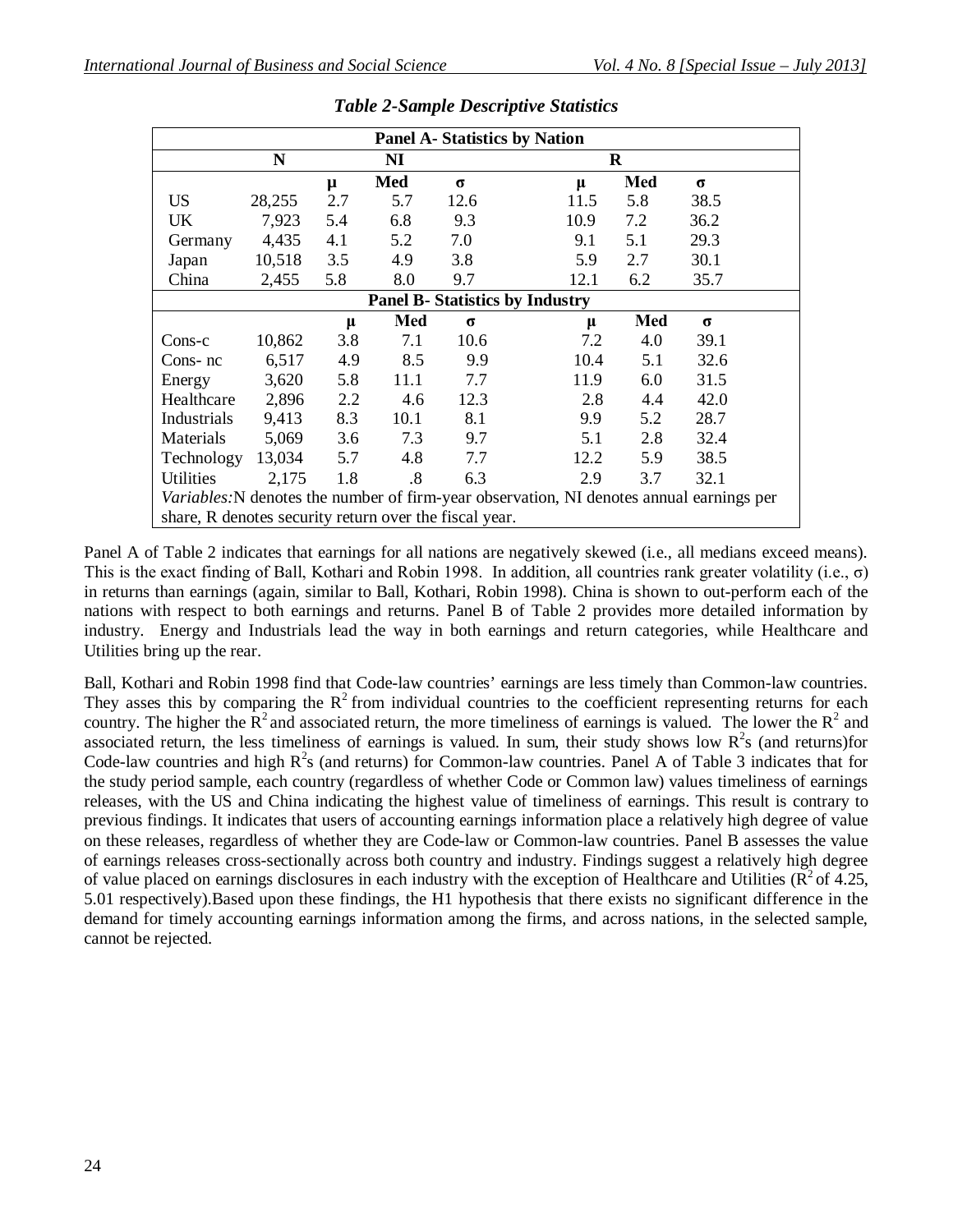*Table 2-Sample Descriptive Statistics*

| Panel A- Statistics by Nation | | | | | | | |
|---|---|---|---|---|---|---|---|
| | N | NI | | | R | | |
| | | μ | Med | σ | μ | Med | σ |
| US | 28,255 | 2.7 | 5.7 | 12.6 | 11.5 | 5.8 | 38.5 |
| UK | 7,923 | 5.4 | 6.8 | 9.3 | 10.9 | 7.2 | 36.2 |
| Germany | 4,435 | 4.1 | 5.2 | 7.0 | 9.1 | 5.1 | 29.3 |
| Japan | 10,518 | 3.5 | 4.9 | 3.8 | 5.9 | 2.7 | 30.1 |
| China | 2,455 | 5.8 | 8.0 | 9.7 | 12.1 | 6.2 | 35.7 |
| **Panel B- Statistics by Industry** | | | | | | | |
| | | μ | Med | σ | μ | Med | σ |
| Cons-c | 10,862 | 3.8 | 7.1 | 10.6 | 7.2 | 4.0 | 39.1 |
| Cons- nc | 6,517 | 4.9 | 8.5 | 9.9 | 10.4 | 5.1 | 32.6 |
| Energy | 3,620 | 5.8 | 11.1 | 7.7 | 11.9 | 6.0 | 31.5 |
| Healthcare | 2,896 | 2.2 | 4.6 | 12.3 | 2.8 | 4.4 | 42.0 |
| Industrials | 9,413 | 8.3 | 10.1 | 8.1 | 9.9 | 5.2 | 28.7 |
| Materials | 5,069 | 3.6 | 7.3 | 9.7 | 5.1 | 2.8 | 32.4 |
| Technology | 13,034 | 5.7 | 4.8 | 7.7 | 12.2 | 5.9 | 38.5 |
| Utilities | 2,175 | 1.8 | .8 | 6.3 | 2.9 | 3.7 | 32.1 |

*Variables:* N denotes the number of firm-year observation, NI denotes annual earnings per share, R denotes security return over the fiscal year.

Panel A of Table 2 indicates that earnings for all nations are negatively skewed (i.e., all medians exceed means). This is the exact finding of Ball, Kothari and Robin 1998. In addition, all countries rank greater volatility (i.e., σ) in returns than earnings (again, similar to Ball, Kothari, Robin 1998). China is shown to out-perform each of the nations with respect to both earnings and returns. Panel B of Table 2 provides more detailed information by industry. Energy and Industrials lead the way in both earnings and return categories, while Healthcare and Utilities bring up the rear.

Ball, Kothari and Robin 1998 find that Code-law countries' earnings are less timely than Common-law countries. They asses this by comparing the $R^2$ from individual countries to the coefficient representing returns for each country. The higher the $R^2$ and associated return, the more timeliness of earnings is valued. The lower the $R^2$ and associated return, the less timeliness of earnings is valued. In sum, their study shows low $R^2$s (and returns)for Code-law countries and high $R^2$s (and returns) for Common-law countries. Panel A of Table 3 indicates that for the study period sample, each country (regardless of whether Code or Common law) values timeliness of earnings releases, with the US and China indicating the highest value of timeliness of earnings. This result is contrary to previous findings. It indicates that users of accounting earnings information place a relatively high degree of value on these releases, regardless of whether they are Code-law or Common-law countries. Panel B assesses the value of earnings releases cross-sectionally across both country and industry. Findings suggest a relatively high degree of value placed on earnings disclosures in each industry with the exception of Healthcare and Utilities ($R^2$ of 4.25, 5.01 respectively).Based upon these findings, the H1 hypothesis that there exists no significant difference in the demand for timely accounting earnings information among the firms, and across nations, in the selected sample, cannot be rejected.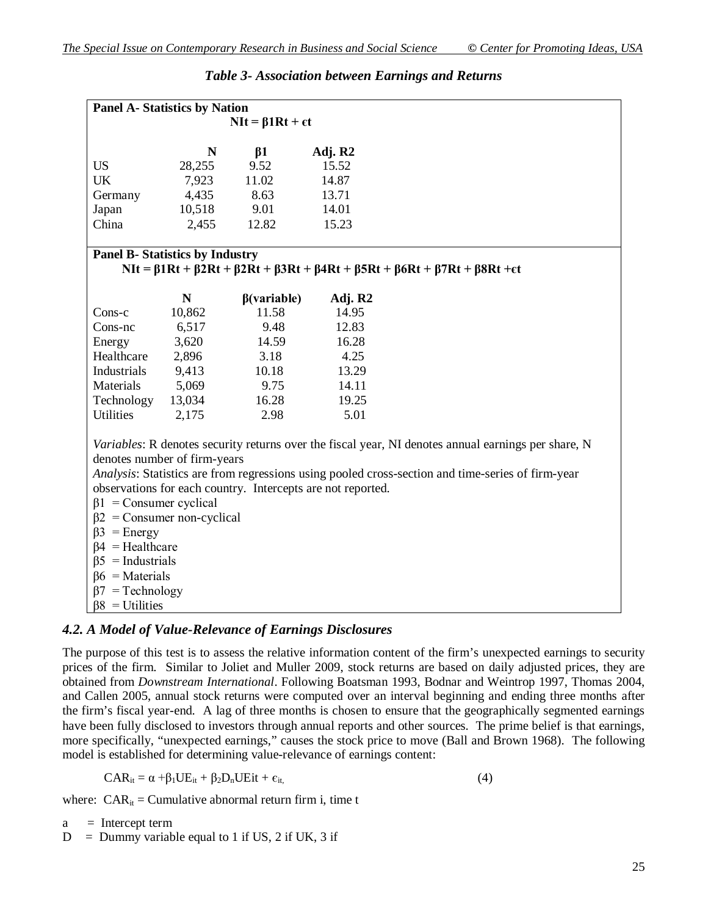***Table 3- Association between Earnings and Returns***

**Panel A- Statistics by Nation**

$$NIt = \beta 1Rt + \epsilon t$$

| | N | β1 | Adj. R2 |
|---|---|---|---|
| US | 28,255 | 9.52 | 15.52 |
| UK | 7,923 | 11.02 | 14.87 |
| Germany | 4,435 | 8.63 | 13.71 |
| Japan | 10,518 | 9.01 | 14.01 |
| China | 2,455 | 12.82 | 15.23 |

**Panel B- Statistics by Industry**

$$NIt = \beta 1Rt + \beta 2Rt + \beta 2Rt + \beta 3Rt + \beta 4Rt + \beta 5Rt + \beta 6Rt + \beta 7Rt + \beta 8Rt + \epsilon t$$

| | N | β(variable) | Adj. R2 |
|---|---|---|---|
| Cons-c | 10,862 | 11.58 | 14.95 |
| Cons-nc | 6,517 | 9.48 | 12.83 |
| Energy | 3,620 | 14.59 | 16.28 |
| Healthcare | 2,896 | 3.18 | 4.25 |
| Industrials | 9,413 | 10.18 | 13.29 |
| Materials | 5,069 | 9.75 | 14.11 |
| Technology | 13,034 | 16.28 | 19.25 |
| Utilities | 2,175 | 2.98 | 5.01 |

*Variables*: R denotes security returns over the fiscal year, NI denotes annual earnings per share, N denotes number of firm-years

*Analysis*: Statistics are from regressions using pooled cross-section and time-series of firm-year observations for each country. Intercepts are not reported.

$\beta 1$ = Consumer cyclical
$\beta 2$ = Consumer non-cyclical
$\beta 3$ = Energy
$\beta 4$ = Healthcare
$\beta 5$ = Industrials
$\beta 6$ = Materials
$\beta 7$ = Technology
$\beta 8$ = Utilities

### *4.2. A Model of Value-Relevance of Earnings Disclosures*

The purpose of this test is to assess the relative information content of the firm's unexpected earnings to security prices of the firm. Similar to Joliet and Muller 2009, stock returns are based on daily adjusted prices, they are obtained from *Downstream International*. Following Boatsman 1993, Bodnar and Weintrop 1997, Thomas 2004, and Callen 2005, annual stock returns were computed over an interval beginning and ending three months after the firm's fiscal year-end. A lag of three months is chosen to ensure that the geographically segmented earnings have been fully disclosed to investors through annual reports and other sources. The prime belief is that earnings, more specifically, "unexpected earnings," causes the stock price to move (Ball and Brown 1968). The following model is established for determining value-relevance of earnings content:

$$CAR_{it} = \alpha + \beta_1 UE_{it} + \beta_2 D_n UEit + \epsilon_{it,} \qquad (4)$$

where: $CAR_{it}$ = Cumulative abnormal return firm i, time t

a = Intercept term
D = Dummy variable equal to 1 if US, 2 if UK, 3 if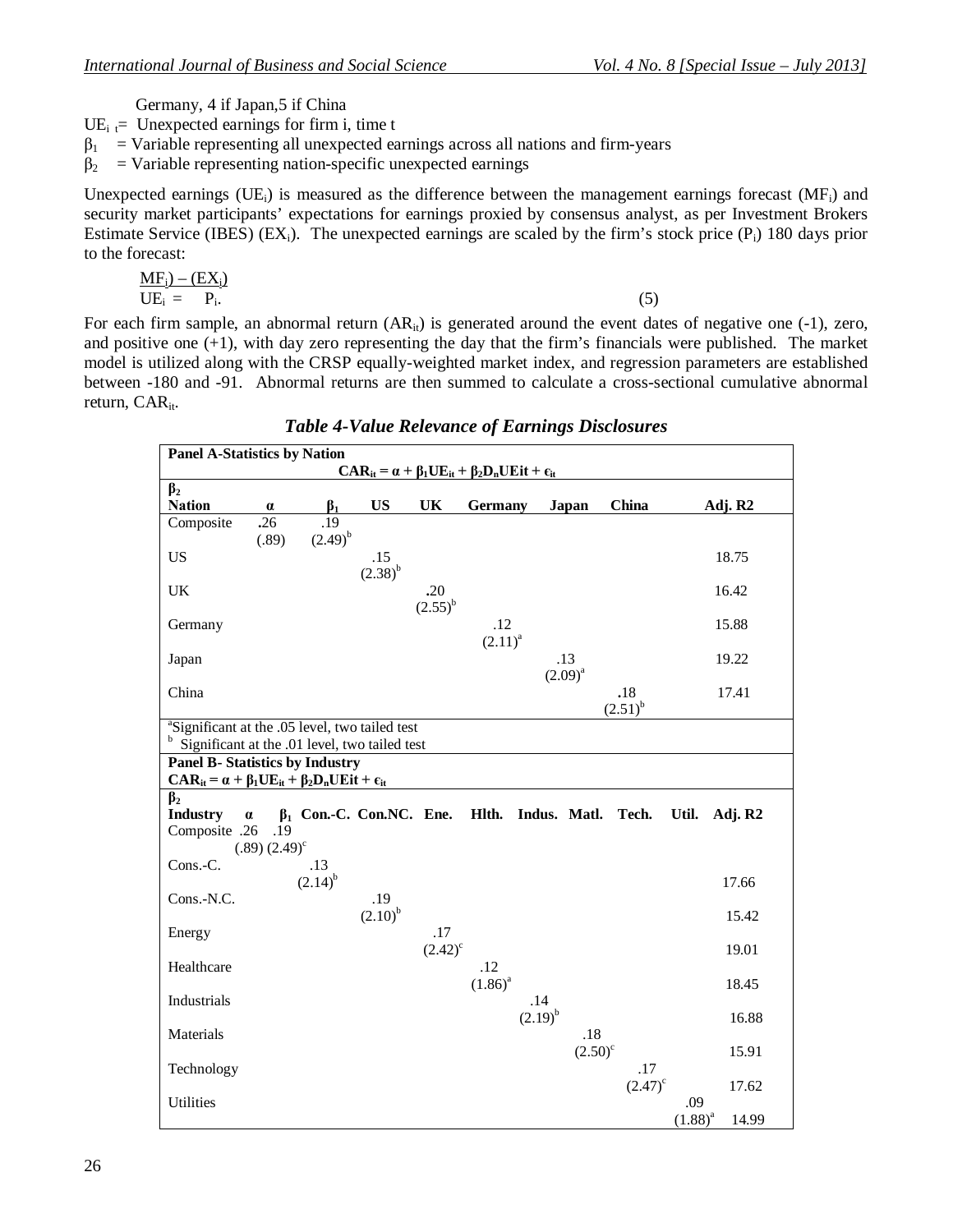Germany, 4 if Japan,5 if China

$UE_{i\ t}$= Unexpected earnings for firm i, time t

$\beta_1$ = Variable representing all unexpected earnings across all nations and firm-years

$\beta_2$ = Variable representing nation-specific unexpected earnings

Unexpected earnings ($UE_i$) is measured as the difference between the management earnings forecast ($MF_i$) and security market participants' expectations for earnings proxied by consensus analyst, as per Investment Brokers Estimate Service (IBES) ($EX_i$). The unexpected earnings are scaled by the firm's stock price ($P_i$) 180 days prior to the forecast:

$$UE_i = \frac{MF_i) - (EX_i)}{P_i.} \quad (5)$$

For each firm sample, an abnormal return ($AR_{it}$) is generated around the event dates of negative one (-1), zero, and positive one (+1), with day zero representing the day that the firm's financials were published. The market model is utilized along with the CRSP equally-weighted market index, and regression parameters are established between -180 and -91. Abnormal returns are then summed to calculate a cross-sectional cumulative abnormal return, $CAR_{it}$.

***Table 4-Value Relevance of Earnings Disclosures***

**Panel A-Statistics by Nation**

$$CAR_{it} = \alpha + \beta_1 UE_{it} + \beta_2 D_n UEit + \epsilon_{it}$$

| $\beta_2$ Nation | $\alpha$ | $\beta_1$ | US | UK | Germany | Japan | China | Adj. R2 |
|---|---|---|---|---|---|---|---|---|
| Composite | .26 (.89) | .19 $(2.49)^b$ | | | | | | |
| US | | | .15 $(2.38)^b$ | | | | | 18.75 |
| UK | | | | .20 $(2.55)^b$ | | | | 16.42 |
| Germany | | | | | .12 $(2.11)^a$ | | | 15.88 |
| Japan | | | | | | .13 $(2.09)^a$ | | 19.22 |
| China | | | | | | | .18 $(2.51)^b$ | 17.41 |

[a]Significant at the .05 level, two tailed test
[b] Significant at the .01 level, two tailed test

**Panel B- Statistics by Industry**

$$CAR_{it} = \alpha + \beta_1 UE_{it} + \beta_2 D_n UEit + \epsilon_{it}$$

| $\beta_2$ Industry | $\alpha$ | $\beta_1$ | Con.-C. | Con.NC. | Ene. | Hlth. | Indus. | Matl. | Tech. | Util. | Adj. R2 |
|---|---|---|---|---|---|---|---|---|---|---|---|
| Composite | .26 (.89) | .19 $(2.49)^c$ | | | | | | | | | |
| Cons.-C. | | | .13 $(2.14)^b$ | | | | | | | | 17.66 |
| Cons.-N.C. | | | | .19 $(2.10)^b$ | | | | | | | 15.42 |
| Energy | | | | | .17 $(2.42)^c$ | | | | | | 19.01 |
| Healthcare | | | | | | .12 $(1.86)^a$ | | | | | 18.45 |
| Industrials | | | | | | | .14 $(2.19)^b$ | | | | 16.88 |
| Materials | | | | | | | | .18 $(2.50)^c$ | | | 15.91 |
| Technology | | | | | | | | | .17 $(2.47)^c$ | | 17.62 |
| Utilities | | | | | | | | | | .09 $(1.88)^a$ | 14.99 |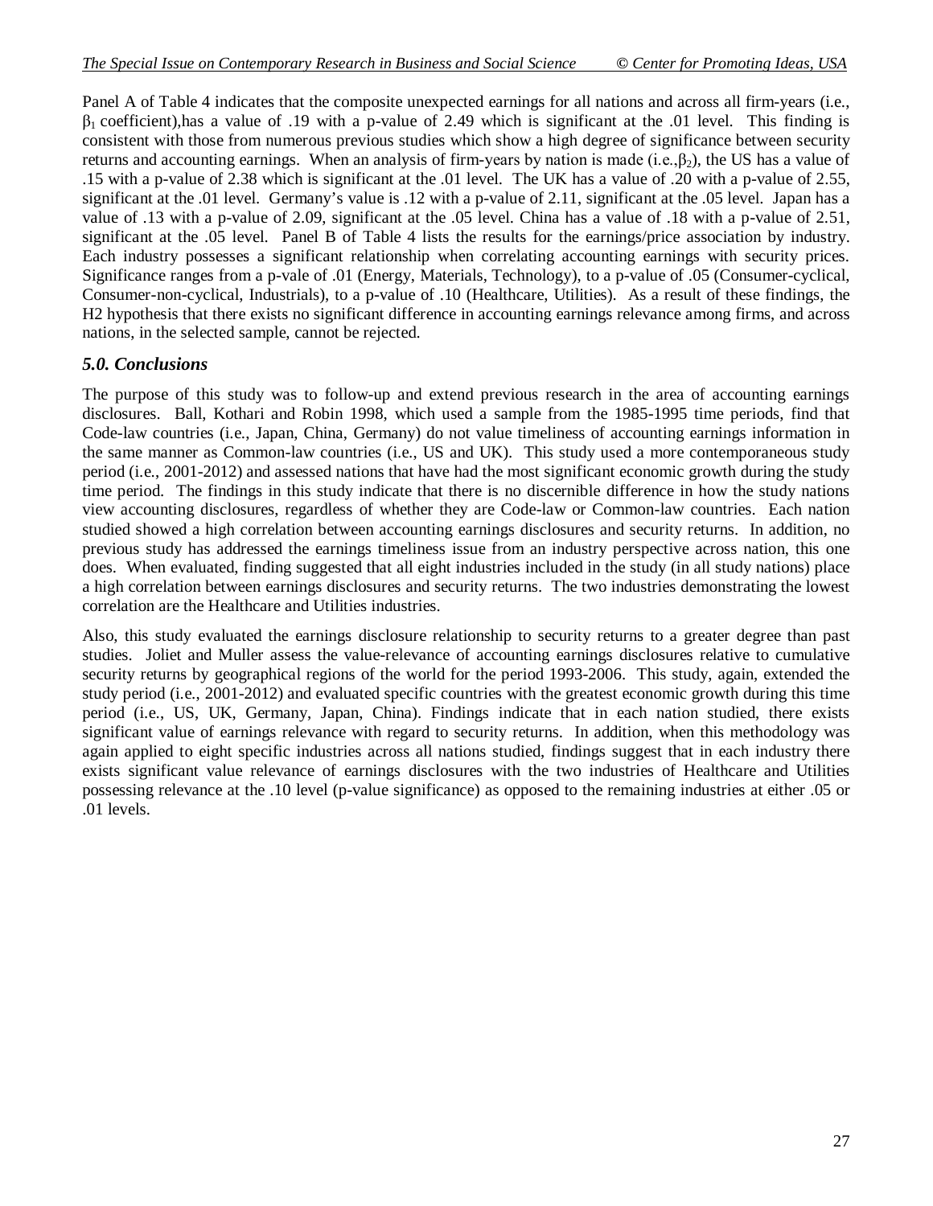Panel A of Table 4 indicates that the composite unexpected earnings for all nations and across all firm-years (i.e., $\beta_1$ coefficient),has a value of .19 with a p-value of 2.49 which is significant at the .01 level. This finding is consistent with those from numerous previous studies which show a high degree of significance between security returns and accounting earnings. When an analysis of firm-years by nation is made (i.e.,$\beta_2$), the US has a value of .15 with a p-value of 2.38 which is significant at the .01 level. The UK has a value of .20 with a p-value of 2.55, significant at the .01 level. Germany's value is .12 with a p-value of 2.11, significant at the .05 level. Japan has a value of .13 with a p-value of 2.09, significant at the .05 level. China has a value of .18 with a p-value of 2.51, significant at the .05 level. Panel B of Table 4 lists the results for the earnings/price association by industry. Each industry possesses a significant relationship when correlating accounting earnings with security prices. Significance ranges from a p-vale of .01 (Energy, Materials, Technology), to a p-value of .05 (Consumer-cyclical, Consumer-non-cyclical, Industrials), to a p-value of .10 (Healthcare, Utilities). As a result of these findings, the H2 hypothesis that there exists no significant difference in accounting earnings relevance among firms, and across nations, in the selected sample, cannot be rejected.

### *5.0. Conclusions*

The purpose of this study was to follow-up and extend previous research in the area of accounting earnings disclosures. Ball, Kothari and Robin 1998, which used a sample from the 1985-1995 time periods, find that Code-law countries (i.e., Japan, China, Germany) do not value timeliness of accounting earnings information in the same manner as Common-law countries (i.e., US and UK). This study used a more contemporaneous study period (i.e., 2001-2012) and assessed nations that have had the most significant economic growth during the study time period. The findings in this study indicate that there is no discernible difference in how the study nations view accounting disclosures, regardless of whether they are Code-law or Common-law countries. Each nation studied showed a high correlation between accounting earnings disclosures and security returns. In addition, no previous study has addressed the earnings timeliness issue from an industry perspective across nation, this one does. When evaluated, finding suggested that all eight industries included in the study (in all study nations) place a high correlation between earnings disclosures and security returns. The two industries demonstrating the lowest correlation are the Healthcare and Utilities industries.

Also, this study evaluated the earnings disclosure relationship to security returns to a greater degree than past studies. Joliet and Muller assess the value-relevance of accounting earnings disclosures relative to cumulative security returns by geographical regions of the world for the period 1993-2006. This study, again, extended the study period (i.e., 2001-2012) and evaluated specific countries with the greatest economic growth during this time period (i.e., US, UK, Germany, Japan, China). Findings indicate that in each nation studied, there exists significant value of earnings relevance with regard to security returns. In addition, when this methodology was again applied to eight specific industries across all nations studied, findings suggest that in each industry there exists significant value relevance of earnings disclosures with the two industries of Healthcare and Utilities possessing relevance at the .10 level (p-value significance) as opposed to the remaining industries at either .05 or .01 levels.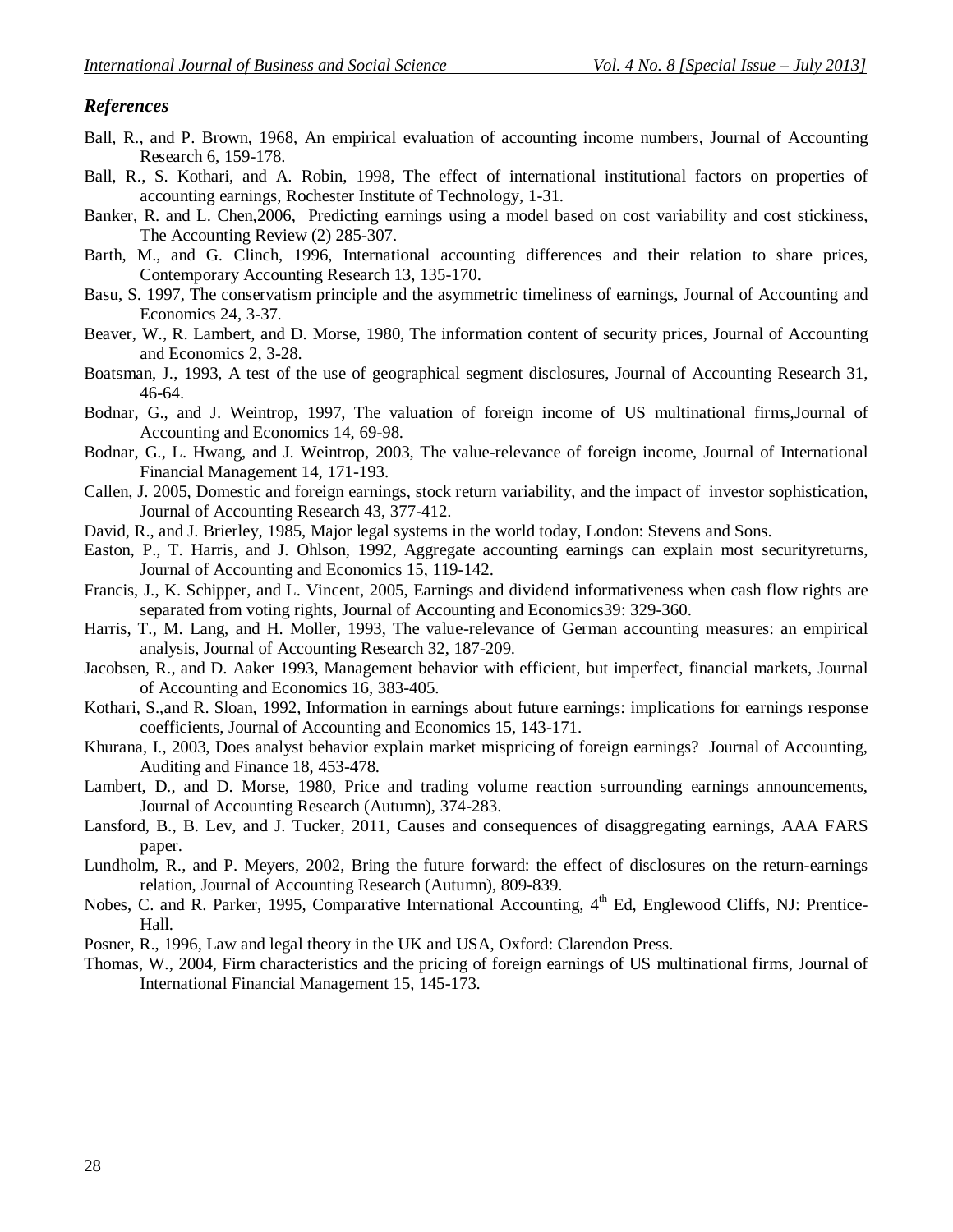### *References*

Ball, R., and P. Brown, 1968, An empirical evaluation of accounting income numbers, Journal of Accounting Research 6, 159-178.

Ball, R., S. Kothari, and A. Robin, 1998, The effect of international institutional factors on properties of accounting earnings, Rochester Institute of Technology, 1-31.

Banker, R. and L. Chen,2006, Predicting earnings using a model based on cost variability and cost stickiness, The Accounting Review (2) 285-307.

Barth, M., and G. Clinch, 1996, International accounting differences and their relation to share prices, Contemporary Accounting Research 13, 135-170.

Basu, S. 1997, The conservatism principle and the asymmetric timeliness of earnings, Journal of Accounting and Economics 24, 3-37.

Beaver, W., R. Lambert, and D. Morse, 1980, The information content of security prices, Journal of Accounting and Economics 2, 3-28.

Boatsman, J., 1993, A test of the use of geographical segment disclosures, Journal of Accounting Research 31, 46-64.

Bodnar, G., and J. Weintrop, 1997, The valuation of foreign income of US multinational firms,Journal of Accounting and Economics 14, 69-98.

Bodnar, G., L. Hwang, and J. Weintrop, 2003, The value-relevance of foreign income, Journal of International Financial Management 14, 171-193.

Callen, J. 2005, Domestic and foreign earnings, stock return variability, and the impact of investor sophistication, Journal of Accounting Research 43, 377-412.

David, R., and J. Brierley, 1985, Major legal systems in the world today, London: Stevens and Sons.

Easton, P., T. Harris, and J. Ohlson, 1992, Aggregate accounting earnings can explain most securityreturns, Journal of Accounting and Economics 15, 119-142.

Francis, J., K. Schipper, and L. Vincent, 2005, Earnings and dividend informativeness when cash flow rights are separated from voting rights, Journal of Accounting and Economics39: 329-360.

Harris, T., M. Lang, and H. Moller, 1993, The value-relevance of German accounting measures: an empirical analysis, Journal of Accounting Research 32, 187-209.

Jacobsen, R., and D. Aaker 1993, Management behavior with efficient, but imperfect, financial markets, Journal of Accounting and Economics 16, 383-405.

Kothari, S.,and R. Sloan, 1992, Information in earnings about future earnings: implications for earnings response coefficients, Journal of Accounting and Economics 15, 143-171.

Khurana, I., 2003, Does analyst behavior explain market mispricing of foreign earnings? Journal of Accounting, Auditing and Finance 18, 453-478.

Lambert, D., and D. Morse, 1980, Price and trading volume reaction surrounding earnings announcements, Journal of Accounting Research (Autumn), 374-283.

Lansford, B., B. Lev, and J. Tucker, 2011, Causes and consequences of disaggregating earnings, AAA FARS paper.

Lundholm, R., and P. Meyers, 2002, Bring the future forward: the effect of disclosures on the return-earnings relation, Journal of Accounting Research (Autumn), 809-839.

Nobes, C. and R. Parker, 1995, Comparative International Accounting, 4th Ed, Englewood Cliffs, NJ: Prentice-Hall.

Posner, R., 1996, Law and legal theory in the UK and USA, Oxford: Clarendon Press.

Thomas, W., 2004, Firm characteristics and the pricing of foreign earnings of US multinational firms, Journal of International Financial Management 15, 145-173.